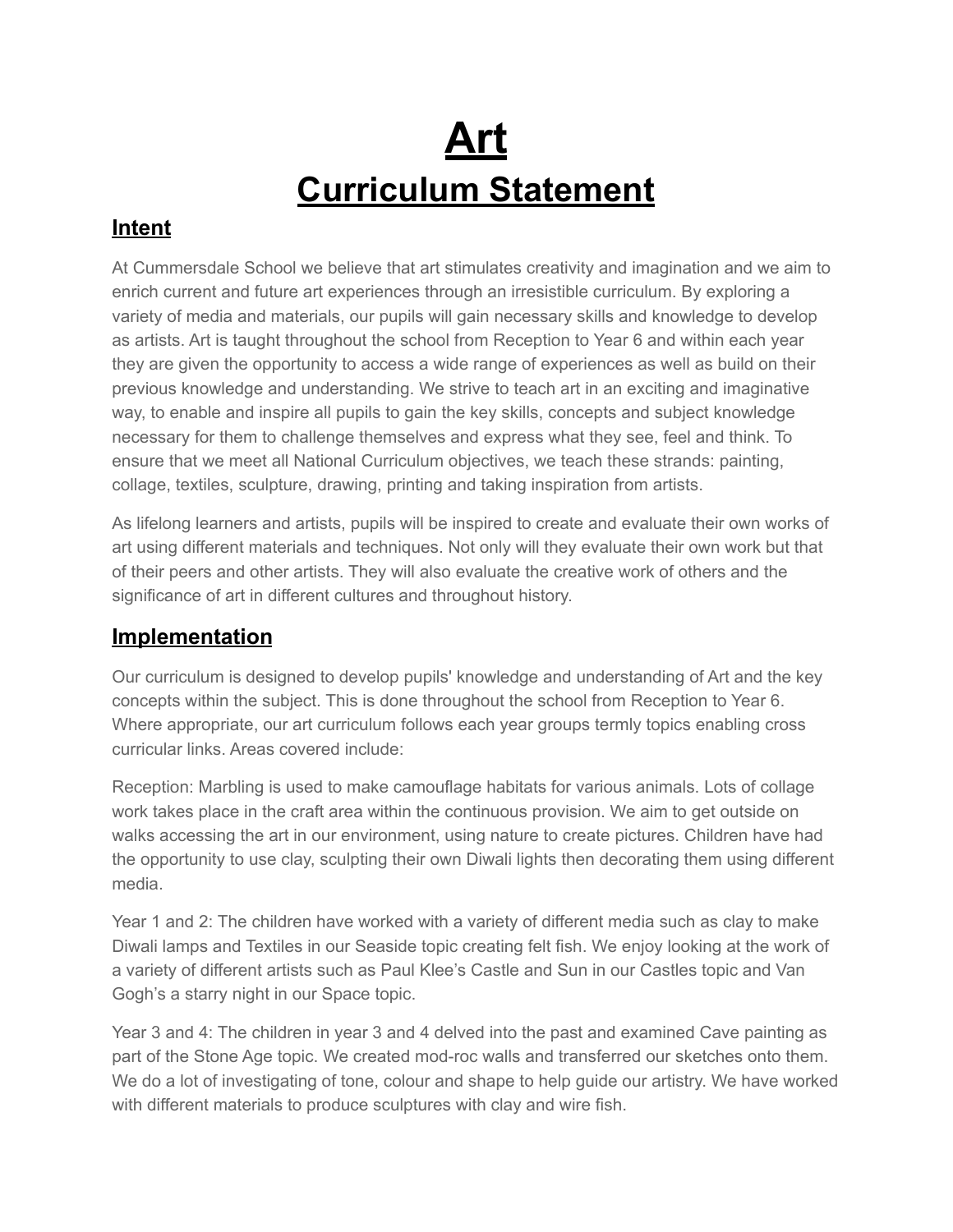# Art

# Curriculum Statement

## Intent

At Cummersdale School we believe that art stimulates creativity and imagination and we aim to enrich current and future art experiences through an irresistible curriculum. By exploring a variety of media and materials, our pupils will gain necessary skills and knowledge to develop as artists. Art is taught throughout the school from Reception to Year 6 and within each year they are given the opportunity to access a wide range of experiences as well as build on their previous knowledge and understanding. We strive to teach art in an exciting and imaginative way, to enable and inspire all pupils to gain the key skills, concepts and subject knowledge necessary for them to challenge themselves and express what they see, feel and think. To ensure that we meet all National Curriculum objectives, we teach these strands: painting, collage, textiles, sculpture, drawing, printing and taking inspiration from artists.

As lifelong learners and artists, pupils will be inspired to create and evaluate their own works of art using different materials and techniques. Not only will they evaluate their own work but that of their peers and other artists. They will also evaluate the creative work of others and the significance of art in different cultures and throughout history.

## Implementation

Our curriculum is designed to develop pupils' knowledge and understanding of Art and the key concepts within the subject. This is done throughout the school from Reception to Year 6. Where appropriate, our art curriculum follows each year groups termly topics enabling cross curricular links. Areas covered include:

Reception: Marbling is used to make camouflage habitats for various animals. Lots of collage work takes place in the craft area within the continuous provision. We aim to get outside on walks accessing the art in our environment, using nature to create pictures. Children have had the opportunity to use clay, sculpting their own Diwali lights then decorating them using different media.

Year 1 and 2: The children have worked with a variety of different media such as clay to make Diwali lamps and Textiles in our Seaside topic creating felt fish. We enjoy looking at the work of a variety of different artists such as Paul Klee's Castle and Sun in our Castles topic and Van Gogh's a starry night in our Space topic.

Year 3 and 4: The children in year 3 and 4 delved into the past and examined Cave painting as part of the Stone Age topic. We created mod-roc walls and transferred our sketches onto them. We do a lot of investigating of tone, colour and shape to help guide our artistry. We have worked with different materials to produce sculptures with clay and wire fish.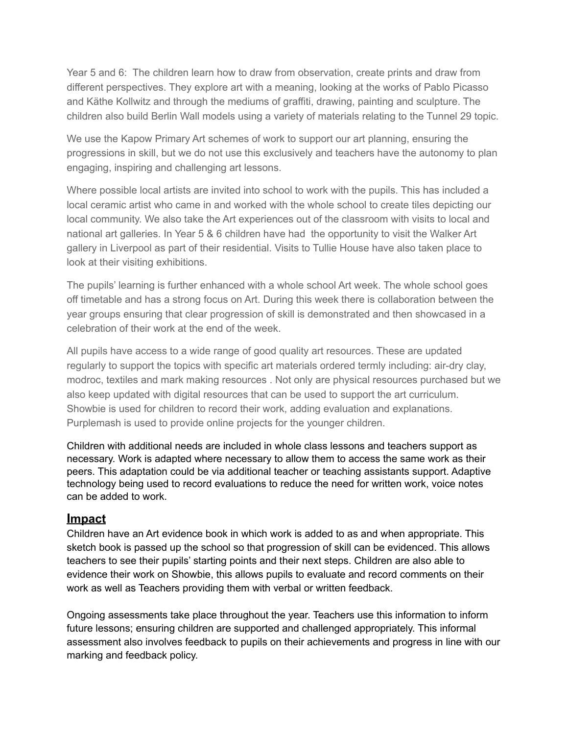Year 5 and 6: The children learn how to draw from observation, create prints and draw from different perspectives. They explore art with a meaning, looking at the works of Pablo Picasso and Käthe Kollwitz and through the mediums of graffiti, drawing, painting and sculpture. The children also build Berlin Wall models using a variety of materials relating to the Tunnel 29 topic.

We use the Kapow Primary Art schemes of work to support our art planning, ensuring the progressions in skill, but we do not use this exclusively and teachers have the autonomy to plan engaging, inspiring and challenging art lessons.

Where possible local artists are invited into school to work with the pupils. This has included a local ceramic artist who came in and worked with the whole school to create tiles depicting our local community. We also take the Art experiences out of the classroom with visits to local and national art galleries. In Year 5 & 6 children have had the opportunity to visit the Walker Art gallery in Liverpool as part of their residential. Visits to Tullie House have also taken place to look at their visiting exhibitions.

The pupils' learning is further enhanced with a whole school Art week. The whole school goes off timetable and has a strong focus on Art. During this week there is collaboration between the year groups ensuring that clear progression of skill is demonstrated and then showcased in a celebration of their work at the end of the week.

All pupils have access to a wide range of good quality art resources. These are updated regularly to support the topics with specific art materials ordered termly including: air-dry clay, modroc, textiles and mark making resources . Not only are physical resources purchased but we also keep updated with digital resources that can be used to support the art curriculum. Showbie is used for children to record their work, adding evaluation and explanations. Purplemash is used to provide online projects for the younger children.

Children with additional needs are included in whole class lessons and teachers support as necessary. Work is adapted where necessary to allow them to access the same work as their peers. This adaptation could be via additional teacher or teaching assistants support. Adaptive technology being used to record evaluations to reduce the need for written work, voice notes can be added to work.

## Impact

Children have an Art evidence book in which work is added to as and when appropriate. This sketch book is passed up the school so that progression of skill can be evidenced. This allows teachers to see their pupils' starting points and their next steps. Children are also able to evidence their work on Showbie, this allows pupils to evaluate and record comments on their work as well as Teachers providing them with verbal or written feedback.

Ongoing assessments take place throughout the year. Teachers use this information to inform future lessons; ensuring children are supported and challenged appropriately. This informal assessment also involves feedback to pupils on their achievements and progress in line with our marking and feedback policy.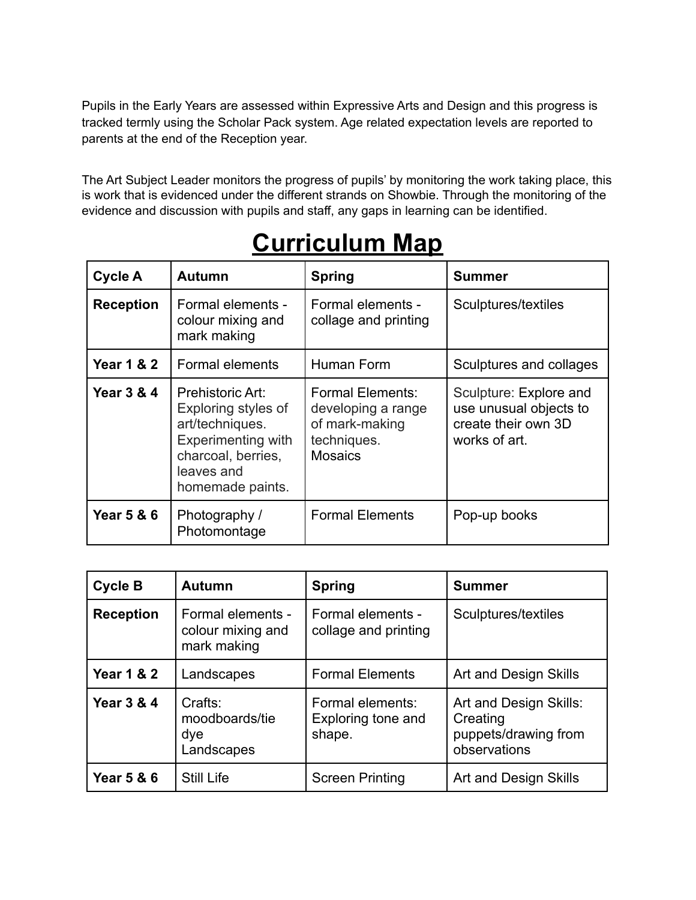Pupils in the Early Years are assessed within Expressive Arts and Design and this progress is tracked termly using the Scholar Pack system. Age related expectation levels are reported to parents at the end of the Reception year.

The Art Subject Leader monitors the progress of pupils' by monitoring the work taking place, this is work that is evidenced under the different strands on Showbie. Through the monitoring of the evidence and discussion with pupils and staff, any gaps in learning can be identified.

# Curriculum Map

| **Cycle A** | **Autumn** | **Spring** | **Summer** |
|---|---|---|---|
| **Reception** | Formal elements - colour mixing and mark making | Formal elements - collage and printing | Sculptures/textiles |
| **Year 1 & 2** | Formal elements | Human Form | Sculptures and collages |
| **Year 3 & 4** | Prehistoric Art: Exploring styles of art/techniques. Experimenting with charcoal, berries, leaves and homemade paints. | Formal Elements: developing a range of mark-making techniques. Mosaics | Sculpture: Explore and use unusual objects to create their own 3D works of art. |
| **Year 5 & 6** | Photography / Photomontage | Formal Elements | Pop-up books |

| **Cycle B** | **Autumn** | **Spring** | **Summer** |
|---|---|---|---|
| **Reception** | Formal elements - colour mixing and mark making | Formal elements - collage and printing | Sculptures/textiles |
| **Year 1 & 2** | Landscapes | Formal Elements | Art and Design Skills |
| **Year 3 & 4** | Crafts: moodboards/tie dye Landscapes | Formal elements: Exploring tone and shape. | Art and Design Skills: Creating puppets/drawing from observations |
| **Year 5 & 6** | Still Life | Screen Printing | Art and Design Skills |